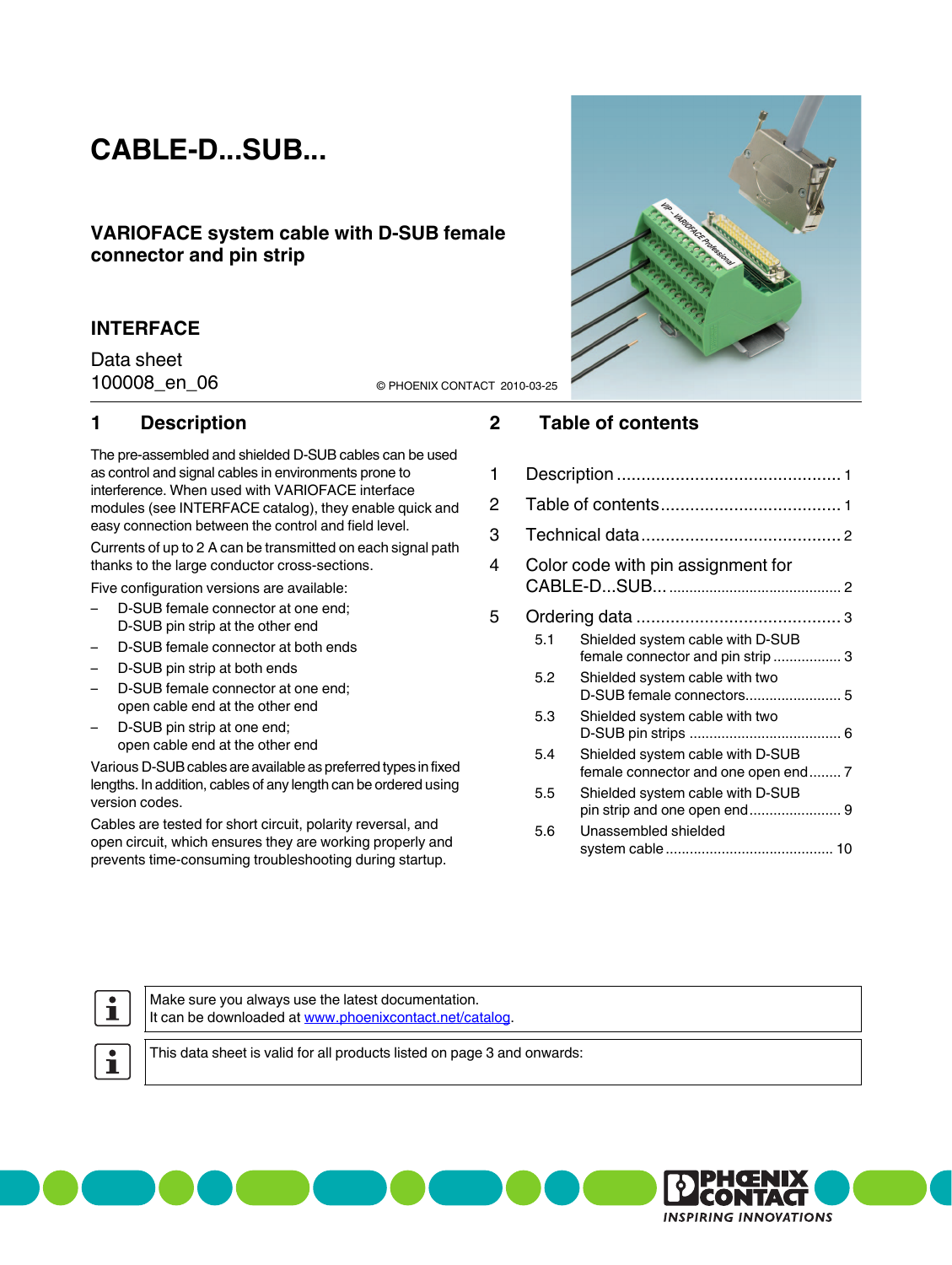# CABLE-D...SUB...

## VARIOFACE system cable with D-SUB female connector and pin strip

### INTERFACE

Data sheet
100008_en_06

© PHOENIX CONTACT 2010-03-25

## 1 Description

The pre-assembled and shielded D-SUB cables can be used as control and signal cables in environments prone to interference. When used with VARIOFACE interface modules (see INTERFACE catalog), they enable quick and easy connection between the control and field level.

Currents of up to 2 A can be transmitted on each signal path thanks to the large conductor cross-sections.

Five configuration versions are available:

- D-SUB female connector at one end; D-SUB pin strip at the other end
- D-SUB female connector at both ends
- D-SUB pin strip at both ends
- D-SUB female connector at one end; open cable end at the other end
- D-SUB pin strip at one end; open cable end at the other end

Various D-SUB cables are available as preferred types in fixed lengths. In addition, cables of any length can be ordered using version codes.

Cables are tested for short circuit, polarity reversal, and open circuit, which ensures they are working properly and prevents time-consuming troubleshooting during startup.

## 2 Table of contents

1 Description ........................................ 1
2 Table of contents ........................................ 1
3 Technical data ........................................ 2
4 Color code with pin assignment for CABLE-D...SUB... ........................................ 2
5 Ordering data ........................................ 3
  5.1 Shielded system cable with D-SUB female connector and pin strip ........................................ 3
  5.2 Shielded system cable with two D-SUB female connectors ........................................ 5
  5.3 Shielded system cable with two D-SUB pin strips ........................................ 6
  5.4 Shielded system cable with D-SUB female connector and one open end ........................................ 7
  5.5 Shielded system cable with D-SUB pin strip and one open end ........................................ 9
  5.6 Unassembled shielded system cable ........................................ 10

Make sure you always use the latest documentation.
It can be downloaded at www.phoenixcontact.net/catalog.

This data sheet is valid for all products listed on page 3 and onwards: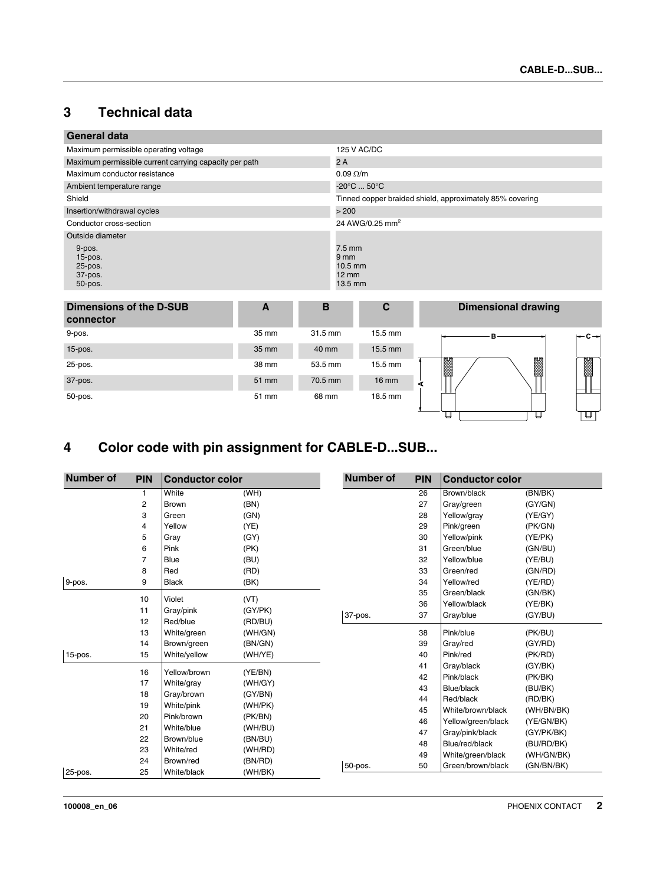## 3 Technical data

| General data | |
|---|---|
| Maximum permissible operating voltage | 125 V AC/DC |
| Maximum permissible current carrying capacity per path | 2 A |
| Maximum conductor resistance | 0.09 Ω/m |
| Ambient temperature range | -20°C ... 50°C |
| Shield | Tinned copper braided shield, approximately 85% covering |
| Insertion/withdrawal cycles | > 200 |
| Conductor cross-section | 24 AWG/0.25 mm² |
| Outside diameter | |
| 9-pos. | 7.5 mm |
| 15-pos. | 9 mm |
| 25-pos. | 10.5 mm |
| 37-pos. | 12 mm |
| 50-pos. | 13.5 mm |

| Dimensions of the D-SUB connector | A | B | C |
|---|---|---|---|
| 9-pos. | 35 mm | 31.5 mm | 15.5 mm |
| 15-pos. | 35 mm | 40 mm | 15.5 mm |
| 25-pos. | 38 mm | 53.5 mm | 15.5 mm |
| 37-pos. | 51 mm | 70.5 mm | 16 mm |
| 50-pos. | 51 mm | 68 mm | 18.5 mm |

Dimensional drawing

## 4 Color code with pin assignment for CABLE-D...SUB...

| Number of | PIN | Conductor color | |
|---|---|---|---|
| | 1 | White | (WH) |
| | 2 | Brown | (BN) |
| | 3 | Green | (GN) |
| | 4 | Yellow | (YE) |
| | 5 | Gray | (GY) |
| | 6 | Pink | (PK) |
| | 7 | Blue | (BU) |
| | 8 | Red | (RD) |
| 9-pos. | 9 | Black | (BK) |
| | 10 | Violet | (VT) |
| | 11 | Gray/pink | (GY/PK) |
| | 12 | Red/blue | (RD/BU) |
| | 13 | White/green | (WH/GN) |
| | 14 | Brown/green | (BN/GN) |
| 15-pos. | 15 | White/yellow | (WH/YE) |
| | 16 | Yellow/brown | (YE/BN) |
| | 17 | White/gray | (WH/GY) |
| | 18 | Gray/brown | (GY/BN) |
| | 19 | White/pink | (WH/PK) |
| | 20 | Pink/brown | (PK/BN) |
| | 21 | White/blue | (WH/BU) |
| | 22 | Brown/blue | (BN/BU) |
| | 23 | White/red | (WH/RD) |
| | 24 | Brown/red | (BN/RD) |
| 25-pos. | 25 | White/black | (WH/BK) |
| | 26 | Brown/black | (BN/BK) |
| | 27 | Gray/green | (GY/GN) |
| | 28 | Yellow/gray | (YE/GY) |
| | 29 | Pink/green | (PK/GN) |
| | 30 | Yellow/pink | (YE/PK) |
| | 31 | Green/blue | (GN/BU) |
| | 32 | Yellow/blue | (YE/BU) |
| | 33 | Green/red | (GN/RD) |
| | 34 | Yellow/red | (YE/RD) |
| | 35 | Green/black | (GN/BK) |
| | 36 | Yellow/black | (YE/BK) |
| 37-pos. | 37 | Gray/blue | (GY/BU) |
| | 38 | Pink/blue | (PK/BU) |
| | 39 | Gray/red | (GY/RD) |
| | 40 | Pink/red | (PK/RD) |
| | 41 | Gray/black | (GY/BK) |
| | 42 | Pink/black | (PK/BK) |
| | 43 | Blue/black | (BU/BK) |
| | 44 | Red/black | (RD/BK) |
| | 45 | White/brown/black | (WH/BN/BK) |
| | 46 | Yellow/green/black | (YE/GN/BK) |
| | 47 | Gray/pink/black | (GY/PK/BK) |
| | 48 | Blue/red/black | (BU/RD/BK) |
| | 49 | White/green/black | (WH/GN/BK) |
| 50-pos. | 50 | Green/brown/black | (GN/BN/BK) |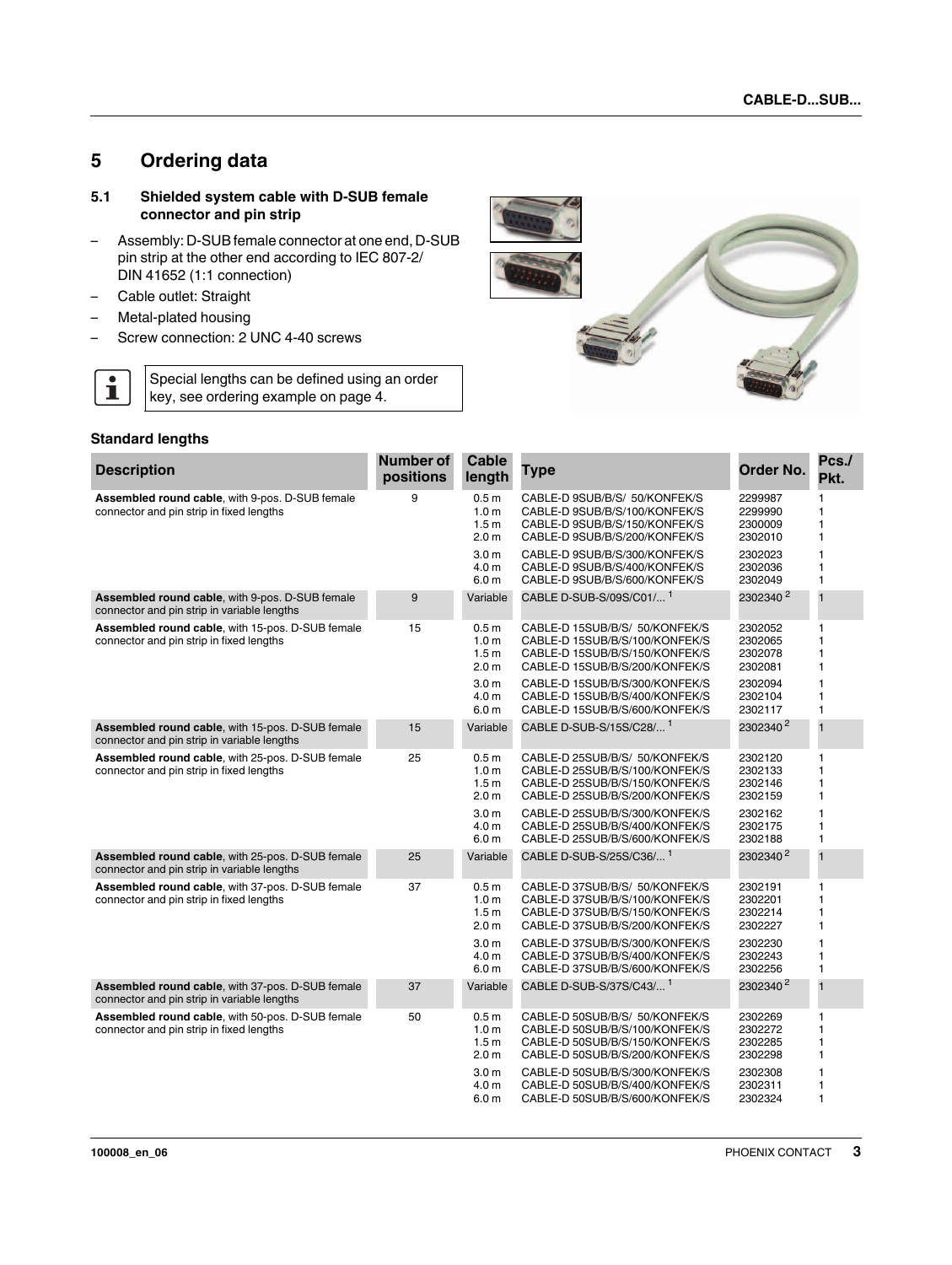# 5 Ordering data

## 5.1 Shielded system cable with D-SUB female connector and pin strip

- Assembly: D-SUB female connector at one end, D-SUB pin strip at the other end according to IEC 807-2/ DIN 41652 (1:1 connection)
- Cable outlet: Straight
- Metal-plated housing
- Screw connection: 2 UNC 4-40 screws

Special lengths can be defined using an order key, see ordering example on page 4.

### Standard lengths

| Description | Number of positions | Cable length | Type | Order No. | Pcs./ Pkt. |
|---|---|---|---|---|---|
| **Assembled round cable**, with 9-pos. D-SUB female connector and pin strip in fixed lengths | 9 | 0.5 m | CABLE-D 9SUB/B/S/ 50/KONFEK/S | 2299987 | 1 |
| | | 1.0 m | CABLE-D 9SUB/B/S/100/KONFEK/S | 2299990 | 1 |
| | | 1.5 m | CABLE-D 9SUB/B/S/150/KONFEK/S | 2300009 | 1 |
| | | 2.0 m | CABLE-D 9SUB/B/S/200/KONFEK/S | 2302010 | 1 |
| | | 3.0 m | CABLE-D 9SUB/B/S/300/KONFEK/S | 2302023 | 1 |
| | | 4.0 m | CABLE-D 9SUB/B/S/400/KONFEK/S | 2302036 | 1 |
| | | 6.0 m | CABLE-D 9SUB/B/S/600/KONFEK/S | 2302049 | 1 |
| **Assembled round cable**, with 9-pos. D-SUB female connector and pin strip in variable lengths | 9 | Variable | CABLE D-SUB-S/09S/C01/... [1] | 2302340 [2] | 1 |
| **Assembled round cable**, with 15-pos. D-SUB female connector and pin strip in fixed lengths | 15 | 0.5 m | CABLE-D 15SUB/B/S/ 50/KONFEK/S | 2302052 | 1 |
| | | 1.0 m | CABLE-D 15SUB/B/S/100/KONFEK/S | 2302065 | 1 |
| | | 1.5 m | CABLE-D 15SUB/B/S/150/KONFEK/S | 2302078 | 1 |
| | | 2.0 m | CABLE-D 15SUB/B/S/200/KONFEK/S | 2302081 | 1 |
| | | 3.0 m | CABLE-D 15SUB/B/S/300/KONFEK/S | 2302094 | 1 |
| | | 4.0 m | CABLE-D 15SUB/B/S/400/KONFEK/S | 2302104 | 1 |
| | | 6.0 m | CABLE-D 15SUB/B/S/600/KONFEK/S | 2302117 | 1 |
| **Assembled round cable**, with 15-pos. D-SUB female connector and pin strip in variable lengths | 15 | Variable | CABLE D-SUB-S/15S/C28/... [1] | 2302340 [2] | 1 |
| **Assembled round cable**, with 25-pos. D-SUB female connector and pin strip in fixed lengths | 25 | 0.5 m | CABLE-D 25SUB/B/S/ 50/KONFEK/S | 2302120 | 1 |
| | | 1.0 m | CABLE-D 25SUB/B/S/100/KONFEK/S | 2302133 | 1 |
| | | 1.5 m | CABLE-D 25SUB/B/S/150/KONFEK/S | 2302146 | 1 |
| | | 2.0 m | CABLE-D 25SUB/B/S/200/KONFEK/S | 2302159 | 1 |
| | | 3.0 m | CABLE-D 25SUB/B/S/300/KONFEK/S | 2302162 | 1 |
| | | 4.0 m | CABLE-D 25SUB/B/S/400/KONFEK/S | 2302175 | 1 |
| | | 6.0 m | CABLE-D 25SUB/B/S/600/KONFEK/S | 2302188 | 1 |
| **Assembled round cable**, with 25-pos. D-SUB female connector and pin strip in variable lengths | 25 | Variable | CABLE D-SUB-S/25S/C36/... [1] | 2302340 [2] | 1 |
| **Assembled round cable**, with 37-pos. D-SUB female connector and pin strip in fixed lengths | 37 | 0.5 m | CABLE-D 37SUB/B/S/ 50/KONFEK/S | 2302191 | 1 |
| | | 1.0 m | CABLE-D 37SUB/B/S/100/KONFEK/S | 2302201 | 1 |
| | | 1.5 m | CABLE-D 37SUB/B/S/150/KONFEK/S | 2302214 | 1 |
| | | 2.0 m | CABLE-D 37SUB/B/S/200/KONFEK/S | 2302227 | 1 |
| | | 3.0 m | CABLE-D 37SUB/B/S/300/KONFEK/S | 2302230 | 1 |
| | | 4.0 m | CABLE-D 37SUB/B/S/400/KONFEK/S | 2302243 | 1 |
| | | 6.0 m | CABLE-D 37SUB/B/S/600/KONFEK/S | 2302256 | 1 |
| **Assembled round cable**, with 37-pos. D-SUB female connector and pin strip in variable lengths | 37 | Variable | CABLE D-SUB-S/37S/C43/... [1] | 2302340 [2] | 1 |
| **Assembled round cable**, with 50-pos. D-SUB female connector and pin strip in fixed lengths | 50 | 0.5 m | CABLE-D 50SUB/B/S/ 50/KONFEK/S | 2302269 | 1 |
| | | 1.0 m | CABLE-D 50SUB/B/S/100/KONFEK/S | 2302272 | 1 |
| | | 1.5 m | CABLE-D 50SUB/B/S/150/KONFEK/S | 2302285 | 1 |
| | | 2.0 m | CABLE-D 50SUB/B/S/200/KONFEK/S | 2302298 | 1 |
| | | 3.0 m | CABLE-D 50SUB/B/S/300/KONFEK/S | 2302308 | 1 |
| | | 4.0 m | CABLE-D 50SUB/B/S/400/KONFEK/S | 2302311 | 1 |
| | | 6.0 m | CABLE-D 50SUB/B/S/600/KONFEK/S | 2302324 | 1 |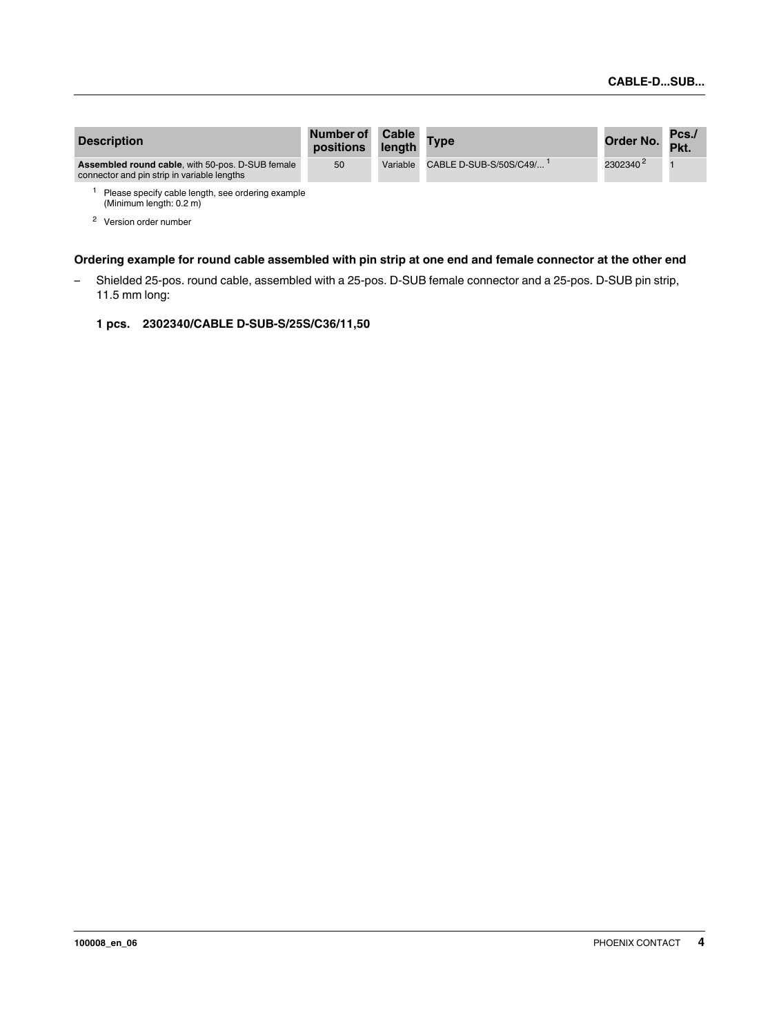| Description | Number of positions | Cable length | Type | Order No. | Pcs./ Pkt. |
| --- | --- | --- | --- | --- | --- |
| **Assembled round cable**, with 50-pos. D-SUB female connector and pin strip in variable lengths | 50 | Variable | CABLE D-SUB-S/50S/C49/... [1] | 2302340 [2] | 1 |

[1] Please specify cable length, see ordering example (Minimum length: 0.2 m)

[2] Version order number

**Ordering example for round cable assembled with pin strip at one end and female connector at the other end**

– Shielded 25-pos. round cable, assembled with a 25-pos. D-SUB female connector and a 25-pos. D-SUB pin strip, 11.5 mm long:

**1 pcs. 2302340/CABLE D-SUB-S/25S/C36/11,50**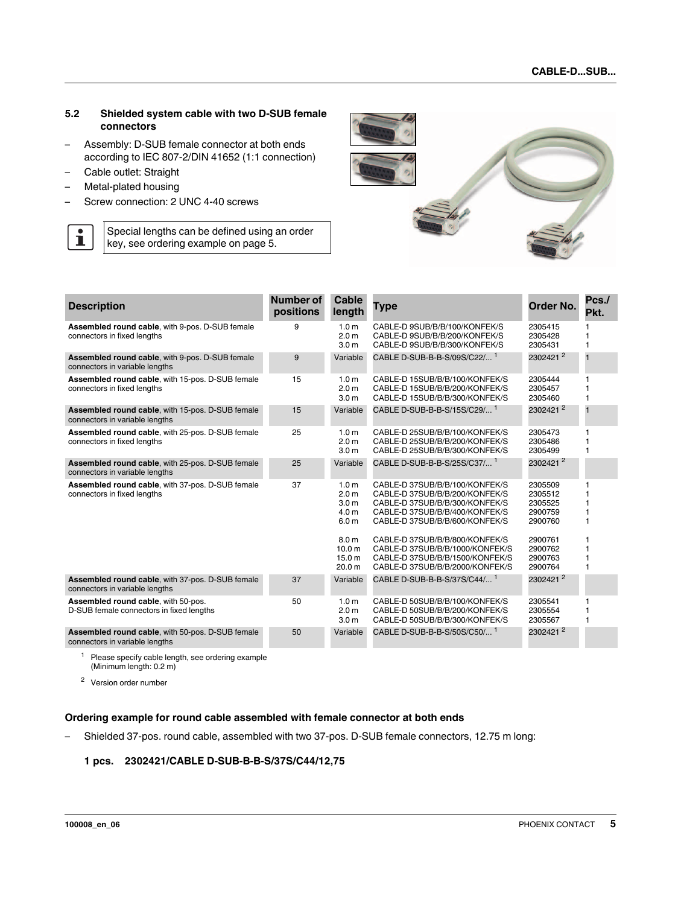## 5.2 Shielded system cable with two D-SUB female connectors

- Assembly: D-SUB female connector at both ends according to IEC 807-2/DIN 41652 (1:1 connection)
- Cable outlet: Straight
- Metal-plated housing
- Screw connection: 2 UNC 4-40 screws

Special lengths can be defined using an order key, see ordering example on page 5.

| Description | Number of positions | Cable length | Type | Order No. | Pcs./ Pkt. |
|---|---|---|---|---|---|
| **Assembled round cable**, with 9-pos. D-SUB female connectors in fixed lengths | 9 | 1.0 m<br>2.0 m<br>3.0 m | CABLE-D 9SUB/B/B/100/KONFEK/S<br>CABLE-D 9SUB/B/B/200/KONFEK/S<br>CABLE-D 9SUB/B/B/300/KONFEK/S | 2305415<br>2305428<br>2305431 | 1<br>1<br>1 |
| **Assembled round cable**, with 9-pos. D-SUB female connectors in variable lengths | 9 | Variable | CABLE D-SUB-B-B-S/09S/C22/... [1] | 2302421 [2] | 1 |
| **Assembled round cable**, with 15-pos. D-SUB female connectors in fixed lengths | 15 | 1.0 m<br>2.0 m<br>3.0 m | CABLE-D 15SUB/B/B/100/KONFEK/S<br>CABLE-D 15SUB/B/B/200/KONFEK/S<br>CABLE-D 15SUB/B/B/300/KONFEK/S | 2305444<br>2305457<br>2305460 | 1<br>1<br>1 |
| **Assembled round cable**, with 15-pos. D-SUB female connectors in variable lengths | 15 | Variable | CABLE D-SUB-B-B-S/15S/C29/... [1] | 2302421 [2] | 1 |
| **Assembled round cable**, with 25-pos. D-SUB female connectors in fixed lengths | 25 | 1.0 m<br>2.0 m<br>3.0 m | CABLE-D 25SUB/B/B/100/KONFEK/S<br>CABLE-D 25SUB/B/B/200/KONFEK/S<br>CABLE-D 25SUB/B/B/300/KONFEK/S | 2305473<br>2305486<br>2305499 | 1<br>1<br>1 |
| **Assembled round cable**, with 25-pos. D-SUB female connectors in variable lengths | 25 | Variable | CABLE D-SUB-B-B-S/25S/C37/... [1] | 2302421 [2] | |
| **Assembled round cable**, with 37-pos. D-SUB female connectors in fixed lengths | 37 | 1.0 m<br>2.0 m<br>3.0 m<br>4.0 m<br>6.0 m<br>8.0 m<br>10.0 m<br>15.0 m<br>20.0 m | CABLE-D 37SUB/B/B/100/KONFEK/S<br>CABLE-D 37SUB/B/B/200/KONFEK/S<br>CABLE-D 37SUB/B/B/300/KONFEK/S<br>CABLE-D 37SUB/B/B/400/KONFEK/S<br>CABLE-D 37SUB/B/B/600/KONFEK/S<br>CABLE-D 37SUB/B/B/800/KONFEK/S<br>CABLE-D 37SUB/B/B/1000/KONFEK/S<br>CABLE-D 37SUB/B/B/1500/KONFEK/S<br>CABLE-D 37SUB/B/B/2000/KONFEK/S | 2305509<br>2305512<br>2305525<br>2900759<br>2900760<br>2900761<br>2900762<br>2900763<br>2900764 | 1<br>1<br>1<br>1<br>1<br>1<br>1<br>1<br>1 |
| **Assembled round cable**, with 37-pos. D-SUB female connectors in variable lengths | 37 | Variable | CABLE D-SUB-B-B-S/37S/C44/... [1] | 2302421 [2] | |
| **Assembled round cable**, with 50-pos. D-SUB female connectors in fixed lengths | 50 | 1.0 m<br>2.0 m<br>3.0 m | CABLE-D 50SUB/B/B/100/KONFEK/S<br>CABLE-D 50SUB/B/B/200/KONFEK/S<br>CABLE-D 50SUB/B/B/300/KONFEK/S | 2305541<br>2305554<br>2305567 | 1<br>1<br>1 |
| **Assembled round cable**, with 50-pos. D-SUB female connectors in variable lengths | 50 | Variable | CABLE D-SUB-B-B-S/50S/C50/... [1] | 2302421 [2] | |

[1] Please specify cable length, see ordering example (Minimum length: 0.2 m)

[2] Version order number

### Ordering example for round cable assembled with female connector at both ends

- Shielded 37-pos. round cable, assembled with two 37-pos. D-SUB female connectors, 12.75 m long:

**1 pcs. 2302421/CABLE D-SUB-B-B-S/37S/C44/12,75**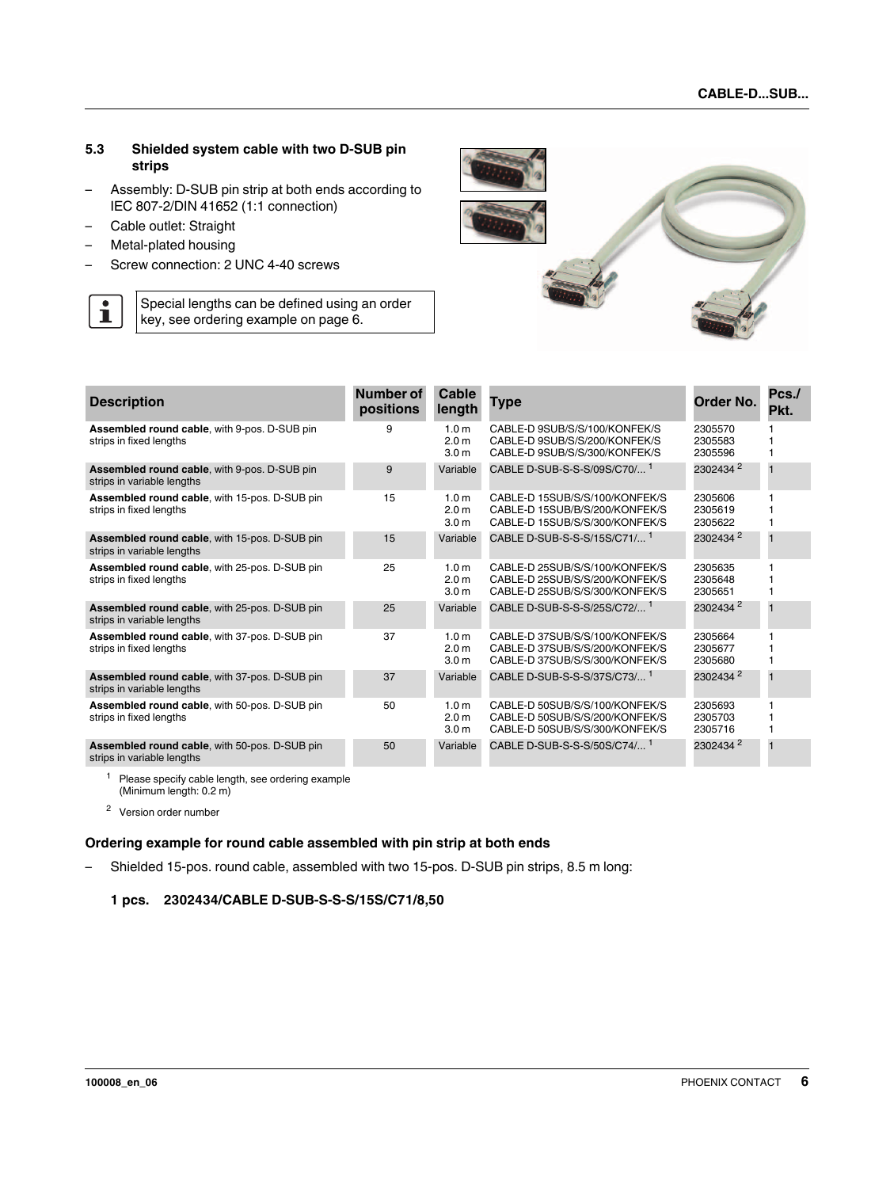## 5.3 Shielded system cable with two D-SUB pin strips

- Assembly: D-SUB pin strip at both ends according to IEC 807-2/DIN 41652 (1:1 connection)
- Cable outlet: Straight
- Metal-plated housing
- Screw connection: 2 UNC 4-40 screws

Special lengths can be defined using an order key, see ordering example on page 6.

| Description | Number of positions | Cable length | Type | Order No. | Pcs./ Pkt. |
|---|---|---|---|---|---|
| **Assembled round cable**, with 9-pos. D-SUB pin strips in fixed lengths | 9 | 1.0 m<br>2.0 m<br>3.0 m | CABLE-D 9SUB/S/S/100/KONFEK/S<br>CABLE-D 9SUB/S/S/200/KONFEK/S<br>CABLE-D 9SUB/S/S/300/KONFEK/S | 2305570<br>2305583<br>2305596 | 1<br>1<br>1 |
| **Assembled round cable**, with 9-pos. D-SUB pin strips in variable lengths | 9 | Variable | CABLE D-SUB-S-S-S/09S/C70/... [1] | 2302434 [2] | 1 |
| **Assembled round cable**, with 15-pos. D-SUB pin strips in fixed lengths | 15 | 1.0 m<br>2.0 m<br>3.0 m | CABLE-D 15SUB/S/S/100/KONFEK/S<br>CABLE-D 15SUB/B/S/200/KONFEK/S<br>CABLE-D 15SUB/S/S/300/KONFEK/S | 2305606<br>2305619<br>2305622 | 1<br>1<br>1 |
| **Assembled round cable**, with 15-pos. D-SUB pin strips in variable lengths | 15 | Variable | CABLE D-SUB-S-S-S/15S/C71/... [1] | 2302434 [2] | 1 |
| **Assembled round cable**, with 25-pos. D-SUB pin strips in fixed lengths | 25 | 1.0 m<br>2.0 m<br>3.0 m | CABLE-D 25SUB/S/S/100/KONFEK/S<br>CABLE-D 25SUB/S/S/200/KONFEK/S<br>CABLE-D 25SUB/S/S/300/KONFEK/S | 2305635<br>2305648<br>2305651 | 1<br>1<br>1 |
| **Assembled round cable**, with 25-pos. D-SUB pin strips in variable lengths | 25 | Variable | CABLE D-SUB-S-S-S/25S/C72/... [1] | 2302434 [2] | 1 |
| **Assembled round cable**, with 37-pos. D-SUB pin strips in fixed lengths | 37 | 1.0 m<br>2.0 m<br>3.0 m | CABLE-D 37SUB/S/S/100/KONFEK/S<br>CABLE-D 37SUB/S/S/200/KONFEK/S<br>CABLE-D 37SUB/S/S/300/KONFEK/S | 2305664<br>2305677<br>2305680 | 1<br>1<br>1 |
| **Assembled round cable**, with 37-pos. D-SUB pin strips in variable lengths | 37 | Variable | CABLE D-SUB-S-S-S/37S/C73/... [1] | 2302434 [2] | 1 |
| **Assembled round cable**, with 50-pos. D-SUB pin strips in fixed lengths | 50 | 1.0 m<br>2.0 m<br>3.0 m | CABLE-D 50SUB/S/S/100/KONFEK/S<br>CABLE-D 50SUB/S/S/200/KONFEK/S<br>CABLE-D 50SUB/S/S/300/KONFEK/S | 2305693<br>2305703<br>2305716 | 1<br>1<br>1 |
| **Assembled round cable**, with 50-pos. D-SUB pin strips in variable lengths | 50 | Variable | CABLE D-SUB-S-S-S/50S/C74/... [1] | 2302434 [2] | 1 |

[1] Please specify cable length, see ordering example (Minimum length: 0.2 m)

[2] Version order number

### Ordering example for round cable assembled with pin strip at both ends

- Shielded 15-pos. round cable, assembled with two 15-pos. D-SUB pin strips, 8.5 m long:

**1 pcs. 2302434/CABLE D-SUB-S-S-S/15S/C71/8,50**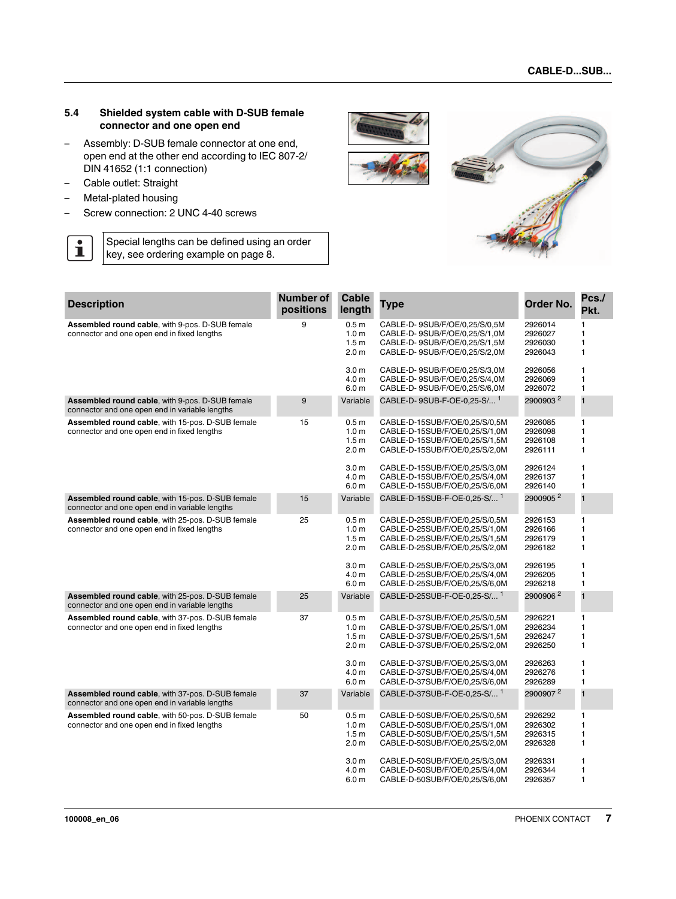## 5.4 Shielded system cable with D-SUB female connector and one open end

- Assembly: D-SUB female connector at one end, open end at the other end according to IEC 807-2/ DIN 41652 (1:1 connection)
- Cable outlet: Straight
- Metal-plated housing
- Screw connection: 2 UNC 4-40 screws

Special lengths can be defined using an order key, see ordering example on page 8.

| Description | Number of positions | Cable length | Type | Order No. | Pcs./ Pkt. |
|---|---|---|---|---|---|
| **Assembled round cable**, with 9-pos. D-SUB female connector and one open end in fixed lengths | 9 | 0.5 m | CABLE-D- 9SUB/F/OE/0,25/S/0,5M | 2926014 | 1 |
| | | 1.0 m | CABLE-D- 9SUB/F/OE/0,25/S/1,0M | 2926027 | 1 |
| | | 1.5 m | CABLE-D- 9SUB/F/OE/0,25/S/1,5M | 2926030 | 1 |
| | | 2.0 m | CABLE-D- 9SUB/F/OE/0,25/S/2,0M | 2926043 | 1 |
| | | 3.0 m | CABLE-D- 9SUB/F/OE/0,25/S/3,0M | 2926056 | 1 |
| | | 4.0 m | CABLE-D- 9SUB/F/OE/0,25/S/4,0M | 2926069 | 1 |
| | | 6.0 m | CABLE-D- 9SUB/F/OE/0,25/S/6,0M | 2926072 | 1 |
| **Assembled round cable**, with 9-pos. D-SUB female connector and one open end in variable lengths | 9 | Variable | CABLE-D- 9SUB-F-OE-0,25-S/... [1] | 2900903 [2] | 1 |
| **Assembled round cable**, with 15-pos. D-SUB female connector and one open end in fixed lengths | 15 | 0.5 m | CABLE-D-15SUB/F/OE/0,25/S/0,5M | 2926085 | 1 |
| | | 1.0 m | CABLE-D-15SUB/F/OE/0,25/S/1,0M | 2926098 | 1 |
| | | 1.5 m | CABLE-D-15SUB/F/OE/0,25/S/1,5M | 2926108 | 1 |
| | | 2.0 m | CABLE-D-15SUB/F/OE/0,25/S/2,0M | 2926111 | 1 |
| | | 3.0 m | CABLE-D-15SUB/F/OE/0,25/S/3,0M | 2926124 | 1 |
| | | 4.0 m | CABLE-D-15SUB/F/OE/0,25/S/4,0M | 2926137 | 1 |
| | | 6.0 m | CABLE-D-15SUB/F/OE/0,25/S/6,0M | 2926140 | 1 |
| **Assembled round cable**, with 15-pos. D-SUB female connector and one open end in variable lengths | 15 | Variable | CABLE-D-15SUB-F-OE-0,25-S/... [1] | 2900905 [2] | 1 |
| **Assembled round cable**, with 25-pos. D-SUB female connector and one open end in fixed lengths | 25 | 0.5 m | CABLE-D-25SUB/F/OE/0,25/S/0,5M | 2926153 | 1 |
| | | 1.0 m | CABLE-D-25SUB/F/OE/0,25/S/1,0M | 2926166 | 1 |
| | | 1.5 m | CABLE-D-25SUB/F/OE/0,25/S/1,5M | 2926179 | 1 |
| | | 2.0 m | CABLE-D-25SUB/F/OE/0,25/S/2,0M | 2926182 | 1 |
| | | 3.0 m | CABLE-D-25SUB/F/OE/0,25/S/3,0M | 2926195 | 1 |
| | | 4.0 m | CABLE-D-25SUB/F/OE/0,25/S/4,0M | 2926205 | 1 |
| | | 6.0 m | CABLE-D-25SUB/F/OE/0,25/S/6,0M | 2926218 | 1 |
| **Assembled round cable**, with 25-pos. D-SUB female connector and one open end in variable lengths | 25 | Variable | CABLE-D-25SUB-F-OE-0,25-S/... [1] | 2900906 [2] | 1 |
| **Assembled round cable**, with 37-pos. D-SUB female connector and one open end in fixed lengths | 37 | 0.5 m | CABLE-D-37SUB/F/OE/0,25/S/0,5M | 2926221 | 1 |
| | | 1.0 m | CABLE-D-37SUB/F/OE/0,25/S/1,0M | 2926234 | 1 |
| | | 1.5 m | CABLE-D-37SUB/F/OE/0,25/S/1,5M | 2926247 | 1 |
| | | 2.0 m | CABLE-D-37SUB/F/OE/0,25/S/2,0M | 2926250 | 1 |
| | | 3.0 m | CABLE-D-37SUB/F/OE/0,25/S/3,0M | 2926263 | 1 |
| | | 4.0 m | CABLE-D-37SUB/F/OE/0,25/S/4,0M | 2926276 | 1 |
| | | 6.0 m | CABLE-D-37SUB/F/OE/0,25/S/6,0M | 2926289 | 1 |
| **Assembled round cable**, with 37-pos. D-SUB female connector and one open end in variable lengths | 37 | Variable | CABLE-D-37SUB-F-OE-0,25-S/... [1] | 2900907 [2] | 1 |
| **Assembled round cable**, with 50-pos. D-SUB female connector and one open end in fixed lengths | 50 | 0.5 m | CABLE-D-50SUB/F/OE/0,25/S/0,5M | 2926292 | 1 |
| | | 1.0 m | CABLE-D-50SUB/F/OE/0,25/S/1,0M | 2926302 | 1 |
| | | 1.5 m | CABLE-D-50SUB/F/OE/0,25/S/1,5M | 2926315 | 1 |
| | | 2.0 m | CABLE-D-50SUB/F/OE/0,25/S/2,0M | 2926328 | 1 |
| | | 3.0 m | CABLE-D-50SUB/F/OE/0,25/S/3,0M | 2926331 | 1 |
| | | 4.0 m | CABLE-D-50SUB/F/OE/0,25/S/4,0M | 2926344 | 1 |
| | | 6.0 m | CABLE-D-50SUB/F/OE/0,25/S/6,0M | 2926357 | 1 |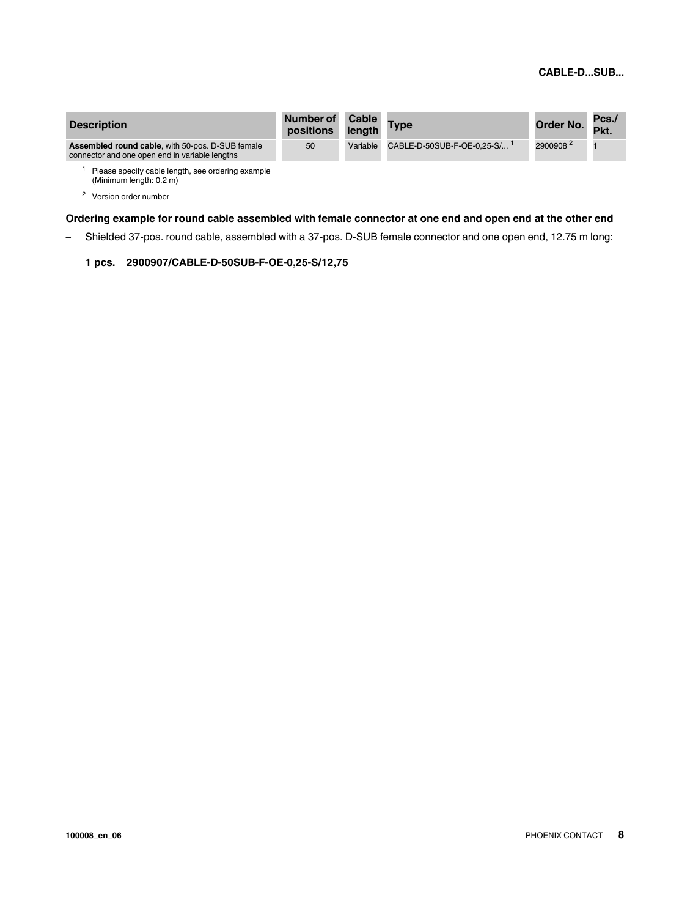| Description | Number of positions | Cable length | Type | Order No. | Pcs./ Pkt. |
|---|---|---|---|---|---|
| **Assembled round cable**, with 50-pos. D-SUB female connector and one open end in variable lengths | 50 | Variable | CABLE-D-50SUB-F-OE-0,25-S/... [1] | 2900908 [2] | 1 |

[1] Please specify cable length, see ordering example (Minimum length: 0.2 m)

[2] Version order number

**Ordering example for round cable assembled with female connector at one end and open end at the other end**

– Shielded 37-pos. round cable, assembled with a 37-pos. D-SUB female connector and one open end, 12.75 m long:

**1 pcs. 2900907/CABLE-D-50SUB-F-OE-0,25-S/12,75**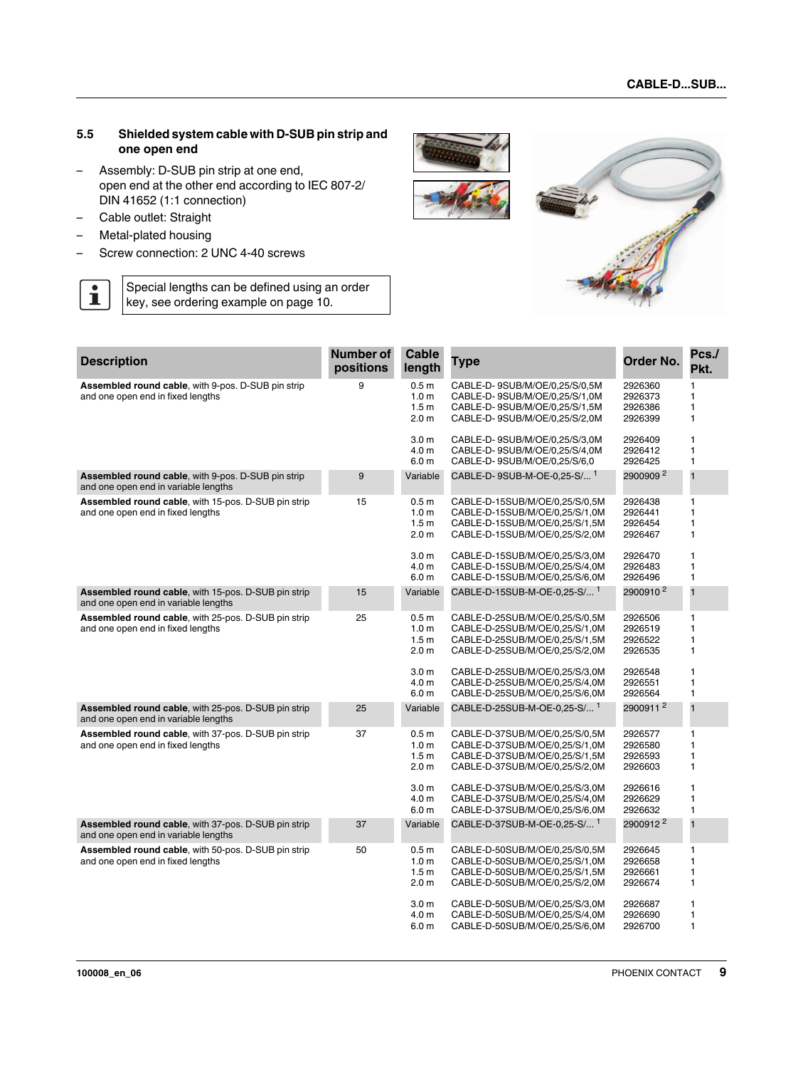## 5.5 Shielded system cable with D-SUB pin strip and one open end

- Assembly: D-SUB pin strip at one end, open end at the other end according to IEC 807-2/ DIN 41652 (1:1 connection)
- Cable outlet: Straight
- Metal-plated housing
- Screw connection: 2 UNC 4-40 screws

Special lengths can be defined using an order key, see ordering example on page 10.

| Description | Number of positions | Cable length | Type | Order No. | Pcs./ Pkt. |
|---|---|---|---|---|---|
| **Assembled round cable**, with 9-pos. D-SUB pin strip and one open end in fixed lengths | 9 | 0.5 m | CABLE-D- 9SUB/M/OE/0,25/S/0,5M | 2926360 | 1 |
| | | 1.0 m | CABLE-D- 9SUB/M/OE/0,25/S/1,0M | 2926373 | 1 |
| | | 1.5 m | CABLE-D- 9SUB/M/OE/0,25/S/1,5M | 2926386 | 1 |
| | | 2.0 m | CABLE-D- 9SUB/M/OE/0,25/S/2,0M | 2926399 | 1 |
| | | 3.0 m | CABLE-D- 9SUB/M/OE/0,25/S/3,0M | 2926409 | 1 |
| | | 4.0 m | CABLE-D- 9SUB/M/OE/0,25/S/4,0M | 2926412 | 1 |
| | | 6.0 m | CABLE-D- 9SUB/M/OE/0,25/S/6,0 | 2926425 | 1 |
| **Assembled round cable**, with 9-pos. D-SUB pin strip and one open end in variable lengths | 9 | Variable | CABLE-D- 9SUB-M-OE-0,25-S/... [1] | 2900909 [2] | 1 |
| **Assembled round cable**, with 15-pos. D-SUB pin strip and one open end in fixed lengths | 15 | 0.5 m | CABLE-D-15SUB/M/OE/0,25/S/0,5M | 2926438 | 1 |
| | | 1.0 m | CABLE-D-15SUB/M/OE/0,25/S/1,0M | 2926441 | 1 |
| | | 1.5 m | CABLE-D-15SUB/M/OE/0,25/S/1,5M | 2926454 | 1 |
| | | 2.0 m | CABLE-D-15SUB/M/OE/0,25/S/2,0M | 2926467 | 1 |
| | | 3.0 m | CABLE-D-15SUB/M/OE/0,25/S/3,0M | 2926470 | 1 |
| | | 4.0 m | CABLE-D-15SUB/M/OE/0,25/S/4,0M | 2926483 | 1 |
| | | 6.0 m | CABLE-D-15SUB/M/OE/0,25/S/6,0M | 2926496 | 1 |
| **Assembled round cable**, with 15-pos. D-SUB pin strip and one open end in variable lengths | 15 | Variable | CABLE-D-15SUB-M-OE-0,25-S/... [1] | 2900910 [2] | 1 |
| **Assembled round cable**, with 25-pos. D-SUB pin strip and one open end in fixed lengths | 25 | 0.5 m | CABLE-D-25SUB/M/OE/0,25/S/0,5M | 2926506 | 1 |
| | | 1.0 m | CABLE-D-25SUB/M/OE/0,25/S/1,0M | 2926519 | 1 |
| | | 1.5 m | CABLE-D-25SUB/M/OE/0,25/S/1,5M | 2926522 | 1 |
| | | 2.0 m | CABLE-D-25SUB/M/OE/0,25/S/2,0M | 2926535 | 1 |
| | | 3.0 m | CABLE-D-25SUB/M/OE/0,25/S/3,0M | 2926548 | 1 |
| | | 4.0 m | CABLE-D-25SUB/M/OE/0,25/S/4,0M | 2926551 | 1 |
| | | 6.0 m | CABLE-D-25SUB/M/OE/0,25/S/6,0M | 2926564 | 1 |
| **Assembled round cable**, with 25-pos. D-SUB pin strip and one open end in variable lengths | 25 | Variable | CABLE-D-25SUB-M-OE-0,25-S/... [1] | 2900911 [2] | 1 |
| **Assembled round cable**, with 37-pos. D-SUB pin strip and one open end in fixed lengths | 37 | 0.5 m | CABLE-D-37SUB/M/OE/0,25/S/0,5M | 2926577 | 1 |
| | | 1.0 m | CABLE-D-37SUB/M/OE/0,25/S/1,0M | 2926580 | 1 |
| | | 1.5 m | CABLE-D-37SUB/M/OE/0,25/S/1,5M | 2926593 | 1 |
| | | 2.0 m | CABLE-D-37SUB/M/OE/0,25/S/2,0M | 2926603 | 1 |
| | | 3.0 m | CABLE-D-37SUB/M/OE/0,25/S/3,0M | 2926616 | 1 |
| | | 4.0 m | CABLE-D-37SUB/M/OE/0,25/S/4,0M | 2926629 | 1 |
| | | 6.0 m | CABLE-D-37SUB/M/OE/0,25/S/6,0M | 2926632 | 1 |
| **Assembled round cable**, with 37-pos. D-SUB pin strip and one open end in variable lengths | 37 | Variable | CABLE-D-37SUB-M-OE-0,25-S/... [1] | 2900912 [2] | 1 |
| **Assembled round cable**, with 50-pos. D-SUB pin strip and one open end in fixed lengths | 50 | 0.5 m | CABLE-D-50SUB/M/OE/0,25/S/0,5M | 2926645 | 1 |
| | | 1.0 m | CABLE-D-50SUB/M/OE/0,25/S/1,0M | 2926658 | 1 |
| | | 1.5 m | CABLE-D-50SUB/M/OE/0,25/S/1,5M | 2926661 | 1 |
| | | 2.0 m | CABLE-D-50SUB/M/OE/0,25/S/2,0M | 2926674 | 1 |
| | | 3.0 m | CABLE-D-50SUB/M/OE/0,25/S/3,0M | 2926687 | 1 |
| | | 4.0 m | CABLE-D-50SUB/M/OE/0,25/S/4,0M | 2926690 | 1 |
| | | 6.0 m | CABLE-D-50SUB/M/OE/0,25/S/6,0M | 2926700 | 1 |

100008_en_06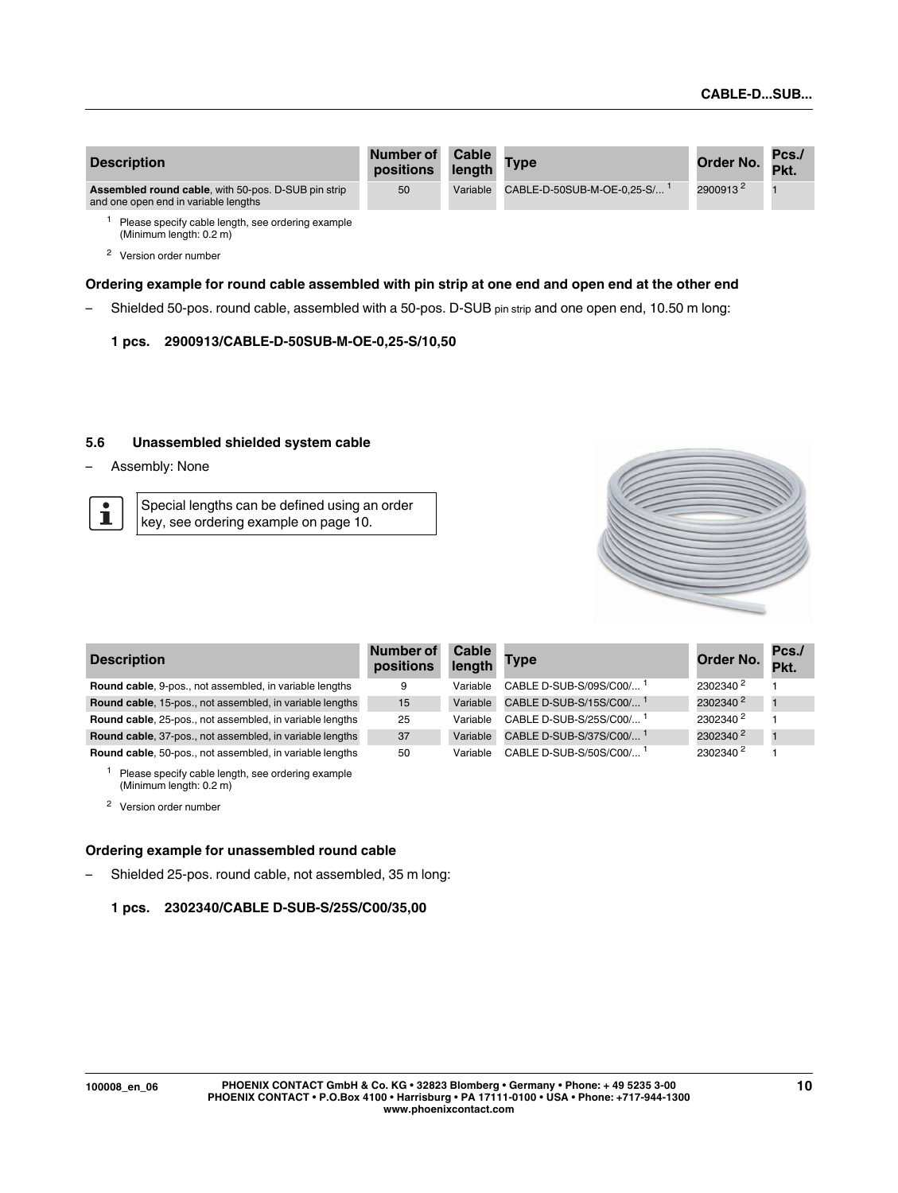| Description | Number of positions | Cable length | Type | Order No. | Pcs./Pkt. |
|---|---|---|---|---|---|
| **Assembled round cable**, with 50-pos. D-SUB pin strip and one open end in variable lengths | 50 | Variable | CABLE-D-50SUB-M-OE-0,25-S/... [1] | 2900913 [2] | 1 |

[1] Please specify cable length, see ordering example (Minimum length: 0.2 m)

[2] Version order number

**Ordering example for round cable assembled with pin strip at one end and open end at the other end**

– Shielded 50-pos. round cable, assembled with a 50-pos. D-SUB pin strip and one open end, 10.50 m long:

**1 pcs. 2900913/CABLE-D-50SUB-M-OE-0,25-S/10,50**

## 5.6 Unassembled shielded system cable

– Assembly: None

Special lengths can be defined using an order key, see ordering example on page 10.

| Description | Number of positions | Cable length | Type | Order No. | Pcs./Pkt. |
|---|---|---|---|---|---|
| **Round cable**, 9-pos., not assembled, in variable lengths | 9 | Variable | CABLE D-SUB-S/09S/C00/... [1] | 2302340 [2] | 1 |
| **Round cable**, 15-pos., not assembled, in variable lengths | 15 | Variable | CABLE D-SUB-S/15S/C00/... [1] | 2302340 [2] | 1 |
| **Round cable**, 25-pos., not assembled, in variable lengths | 25 | Variable | CABLE D-SUB-S/25S/C00/... [1] | 2302340 [2] | 1 |
| **Round cable**, 37-pos., not assembled, in variable lengths | 37 | Variable | CABLE D-SUB-S/37S/C00/... [1] | 2302340 [2] | 1 |
| **Round cable**, 50-pos., not assembled, in variable lengths | 50 | Variable | CABLE D-SUB-S/50S/C00/... [1] | 2302340 [2] | 1 |

[1] Please specify cable length, see ordering example (Minimum length: 0.2 m)

[2] Version order number

**Ordering example for unassembled round cable**

– Shielded 25-pos. round cable, not assembled, 35 m long:

**1 pcs. 2302340/CABLE D-SUB-S/25S/C00/35,00**